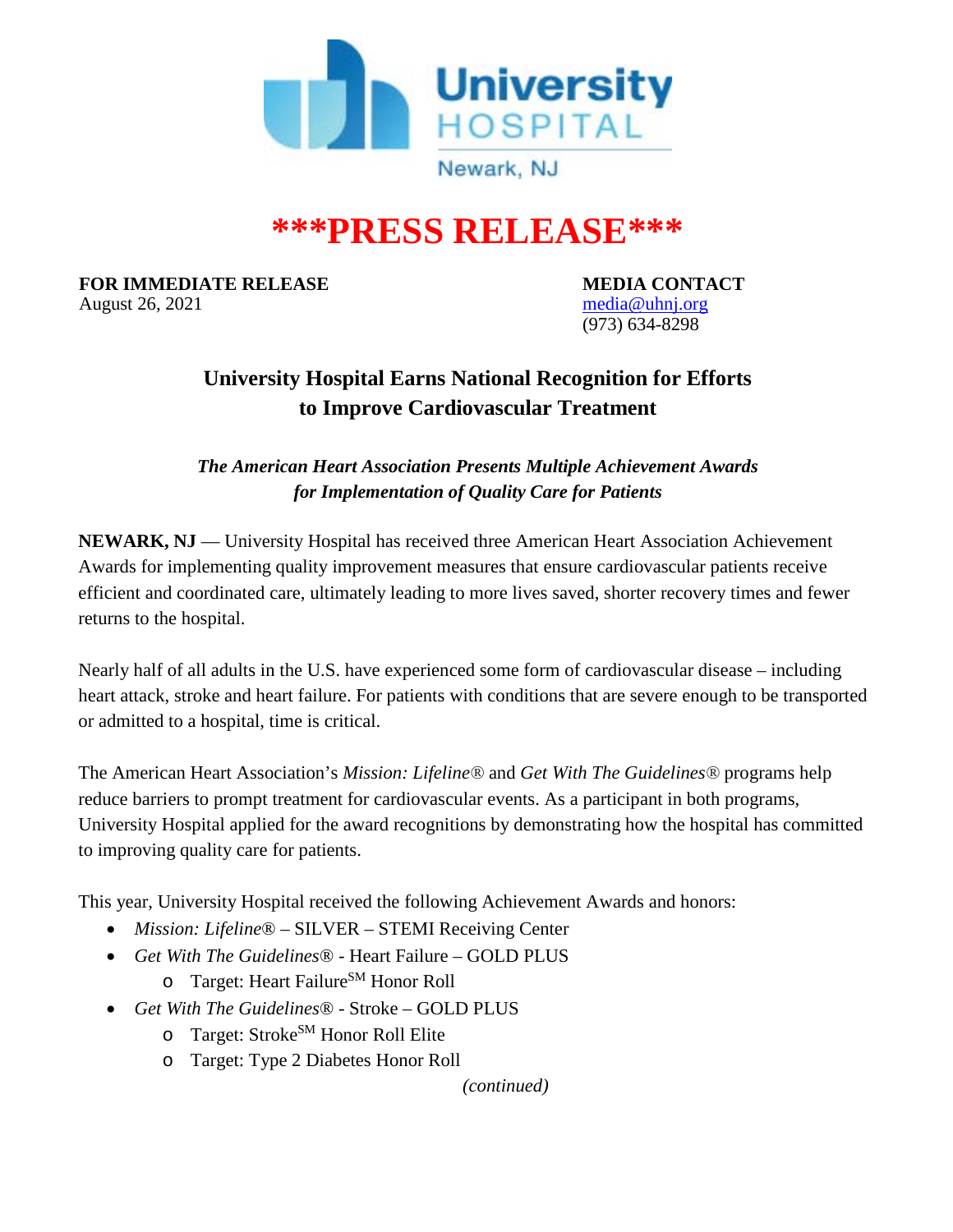University Hospital

Newark, NJ

# ***PRESS RELEASE***

**FOR IMMEDIATE RELEASE**
August 26, 2021

**MEDIA CONTACT**
media@uhnj.org
(973) 634-8298

## University Hospital Earns National Recognition for Efforts to Improve Cardiovascular Treatment

***The American Heart Association Presents Multiple Achievement Awards for Implementation of Quality Care for Patients***

**NEWARK, NJ** — University Hospital has received three American Heart Association Achievement Awards for implementing quality improvement measures that ensure cardiovascular patients receive efficient and coordinated care, ultimately leading to more lives saved, shorter recovery times and fewer returns to the hospital.

Nearly half of all adults in the U.S. have experienced some form of cardiovascular disease – including heart attack, stroke and heart failure. For patients with conditions that are severe enough to be transported or admitted to a hospital, time is critical.

The American Heart Association's *Mission: Lifeline®* and *Get With The Guidelines®* programs help reduce barriers to prompt treatment for cardiovascular events. As a participant in both programs, University Hospital applied for the award recognitions by demonstrating how the hospital has committed to improving quality care for patients.

This year, University Hospital received the following Achievement Awards and honors:

- *Mission: Lifeline®* – SILVER – STEMI Receiving Center
- *Get With The Guidelines®* - Heart Failure – GOLD PLUS
  - Target: Heart Failure℠ Honor Roll
- *Get With The Guidelines®* - Stroke – GOLD PLUS
  - Target: Stroke℠ Honor Roll Elite
  - Target: Type 2 Diabetes Honor Roll

*(continued)*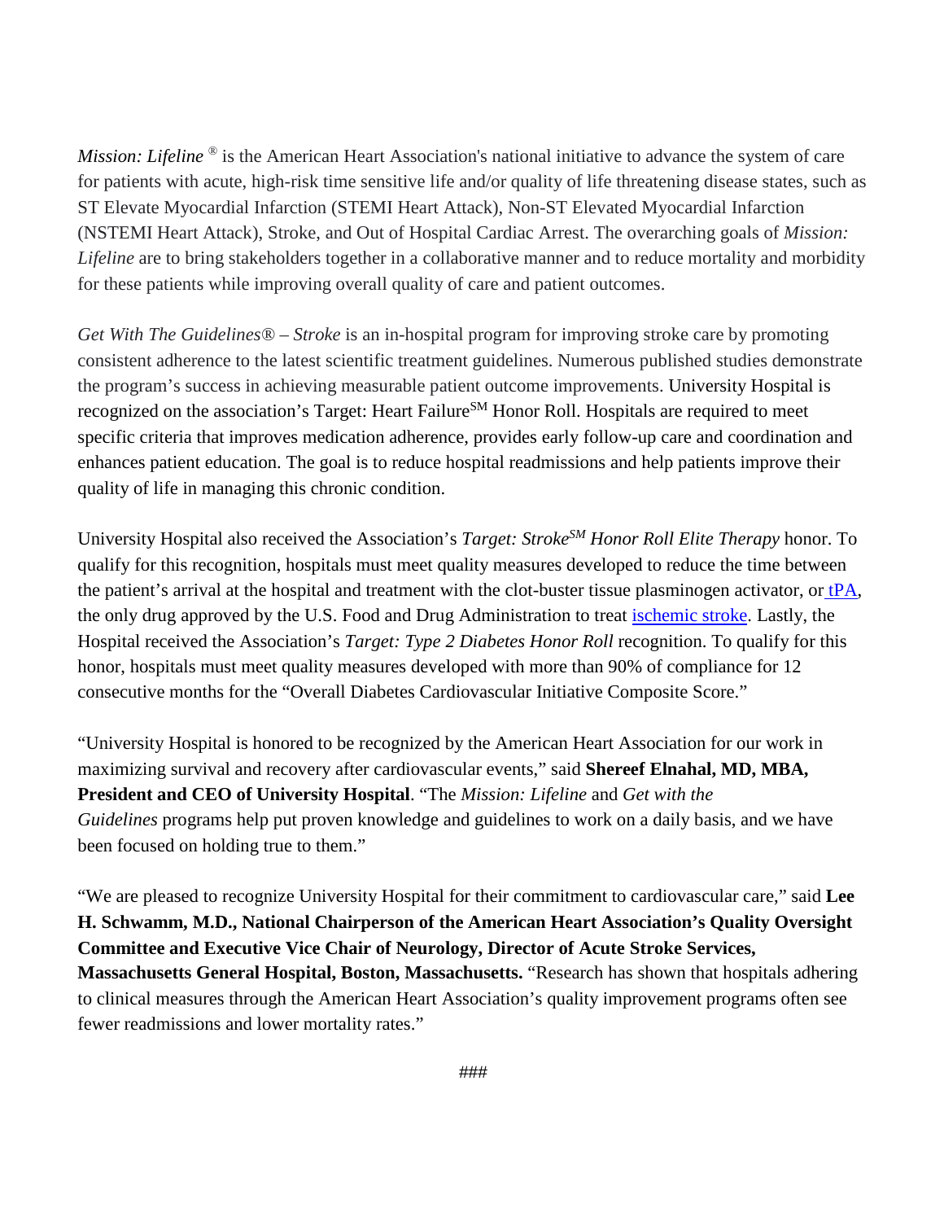*Mission: Lifeline* ® is the American Heart Association's national initiative to advance the system of care for patients with acute, high-risk time sensitive life and/or quality of life threatening disease states, such as ST Elevate Myocardial Infarction (STEMI Heart Attack), Non-ST Elevated Myocardial Infarction (NSTEMI Heart Attack), Stroke, and Out of Hospital Cardiac Arrest. The overarching goals of *Mission: Lifeline* are to bring stakeholders together in a collaborative manner and to reduce mortality and morbidity for these patients while improving overall quality of care and patient outcomes.

*Get With The Guidelines® – Stroke* is an in-hospital program for improving stroke care by promoting consistent adherence to the latest scientific treatment guidelines. Numerous published studies demonstrate the program's success in achieving measurable patient outcome improvements. University Hospital is recognized on the association's Target: Heart Failure℠ Honor Roll. Hospitals are required to meet specific criteria that improves medication adherence, provides early follow-up care and coordination and enhances patient education. The goal is to reduce hospital readmissions and help patients improve their quality of life in managing this chronic condition.

University Hospital also received the Association's *Target: Stroke℠ Honor Roll Elite Therapy* honor. To qualify for this recognition, hospitals must meet quality measures developed to reduce the time between the patient's arrival at the hospital and treatment with the clot-buster tissue plasminogen activator, or tPA, the only drug approved by the U.S. Food and Drug Administration to treat ischemic stroke. Lastly, the Hospital received the Association's *Target: Type 2 Diabetes Honor Roll* recognition. To qualify for this honor, hospitals must meet quality measures developed with more than 90% of compliance for 12 consecutive months for the "Overall Diabetes Cardiovascular Initiative Composite Score."

"University Hospital is honored to be recognized by the American Heart Association for our work in maximizing survival and recovery after cardiovascular events," said **Shereef Elnahal, MD, MBA, President and CEO of University Hospital**. "The *Mission: Lifeline* and *Get with the Guidelines* programs help put proven knowledge and guidelines to work on a daily basis, and we have been focused on holding true to them."

"We are pleased to recognize University Hospital for their commitment to cardiovascular care," said **Lee H. Schwamm, M.D., National Chairperson of the American Heart Association's Quality Oversight Committee and Executive Vice Chair of Neurology, Director of Acute Stroke Services, Massachusetts General Hospital, Boston, Massachusetts.** "Research has shown that hospitals adhering to clinical measures through the American Heart Association's quality improvement programs often see fewer readmissions and lower mortality rates."

###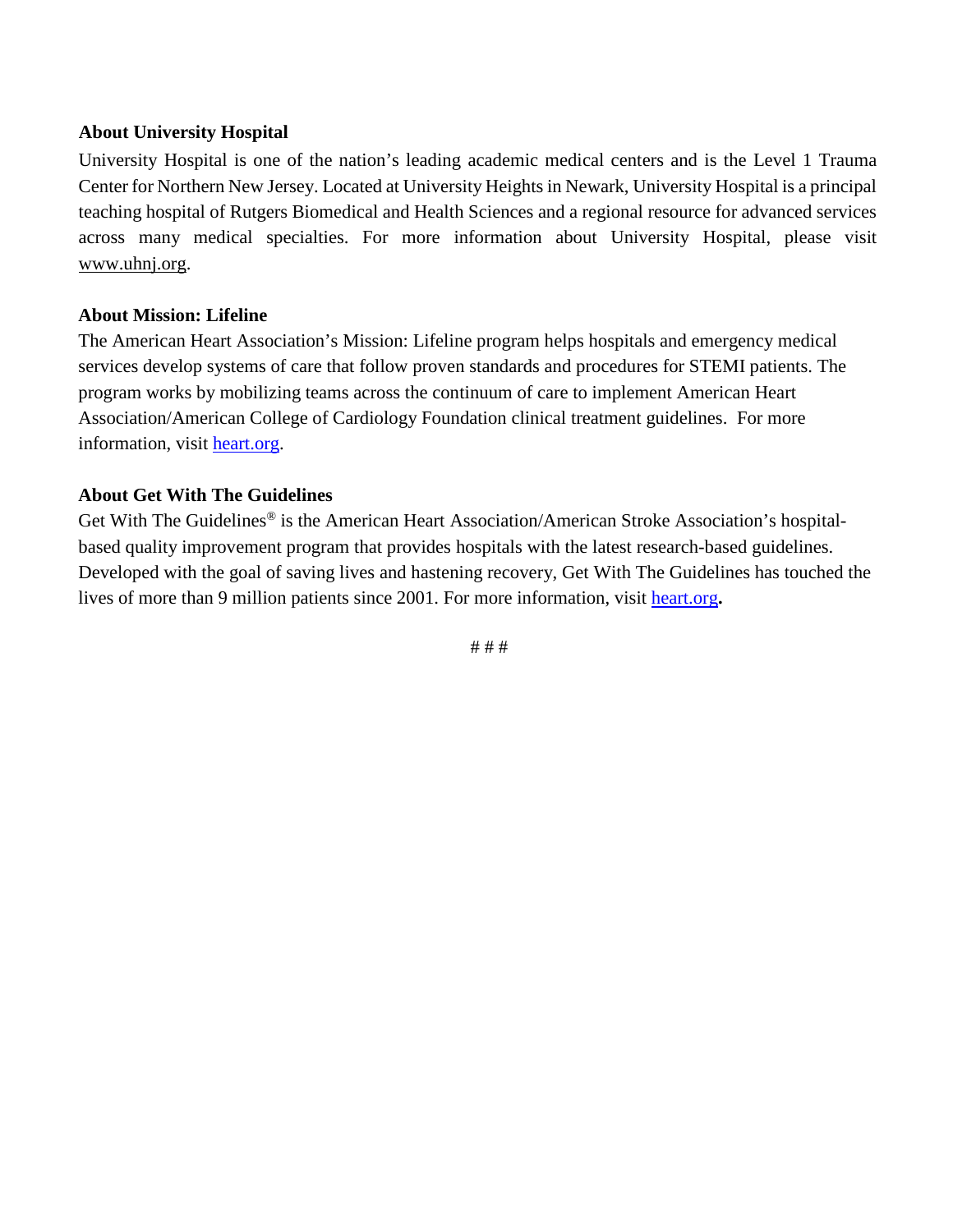**About University Hospital**

University Hospital is one of the nation's leading academic medical centers and is the Level 1 Trauma Center for Northern New Jersey. Located at University Heights in Newark, University Hospital is a principal teaching hospital of Rutgers Biomedical and Health Sciences and a regional resource for advanced services across many medical specialties. For more information about University Hospital, please visit www.uhnj.org.

**About Mission: Lifeline**

The American Heart Association's Mission: Lifeline program helps hospitals and emergency medical services develop systems of care that follow proven standards and procedures for STEMI patients. The program works by mobilizing teams across the continuum of care to implement American Heart Association/American College of Cardiology Foundation clinical treatment guidelines. For more information, visit heart.org.

**About Get With The Guidelines**

Get With The Guidelines® is the American Heart Association/American Stroke Association's hospital-based quality improvement program that provides hospitals with the latest research-based guidelines. Developed with the goal of saving lives and hastening recovery, Get With The Guidelines has touched the lives of more than 9 million patients since 2001. For more information, visit heart.org**.**

# # #